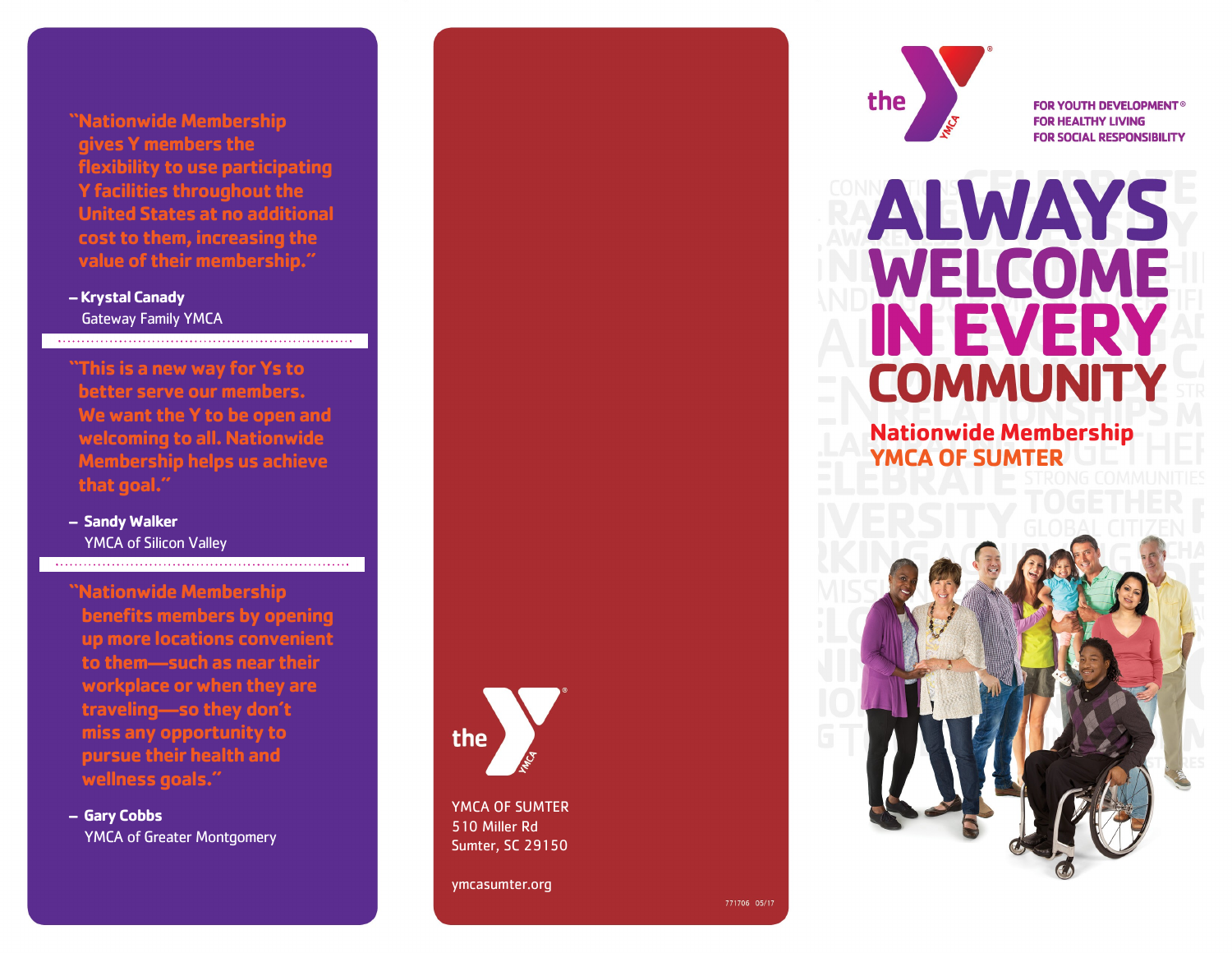"Nationwide Membership gives Y members the flexibility to use participating Y facilities throughout the United States at no additional cost to them, increasing the value of their membership."

**– Krystal Canady**
Gateway Family YMCA

"This is a new way for Ys to better serve our members. We want the Y to be open and welcoming to all. Nationwide Membership helps us achieve that goal."

**– Sandy Walker**
YMCA of Silicon Valley

"Nationwide Membership benefits members by opening up more locations convenient to them—such as near their workplace or when they are traveling—so they don't miss any opportunity to pursue their health and wellness goals."

**– Gary Cobbs**
YMCA of Greater Montgomery

the YMCA

YMCA OF SUMTER
510 Miller Rd
Sumter, SC 29150

ymcasumter.org

771706 05/17

the YMCA

FOR YOUTH DEVELOPMENT®
FOR HEALTHY LIVING
FOR SOCIAL RESPONSIBILITY

# ALWAYS WELCOME IN EVERY COMMUNITY

## Nationwide Membership
## YMCA OF SUMTER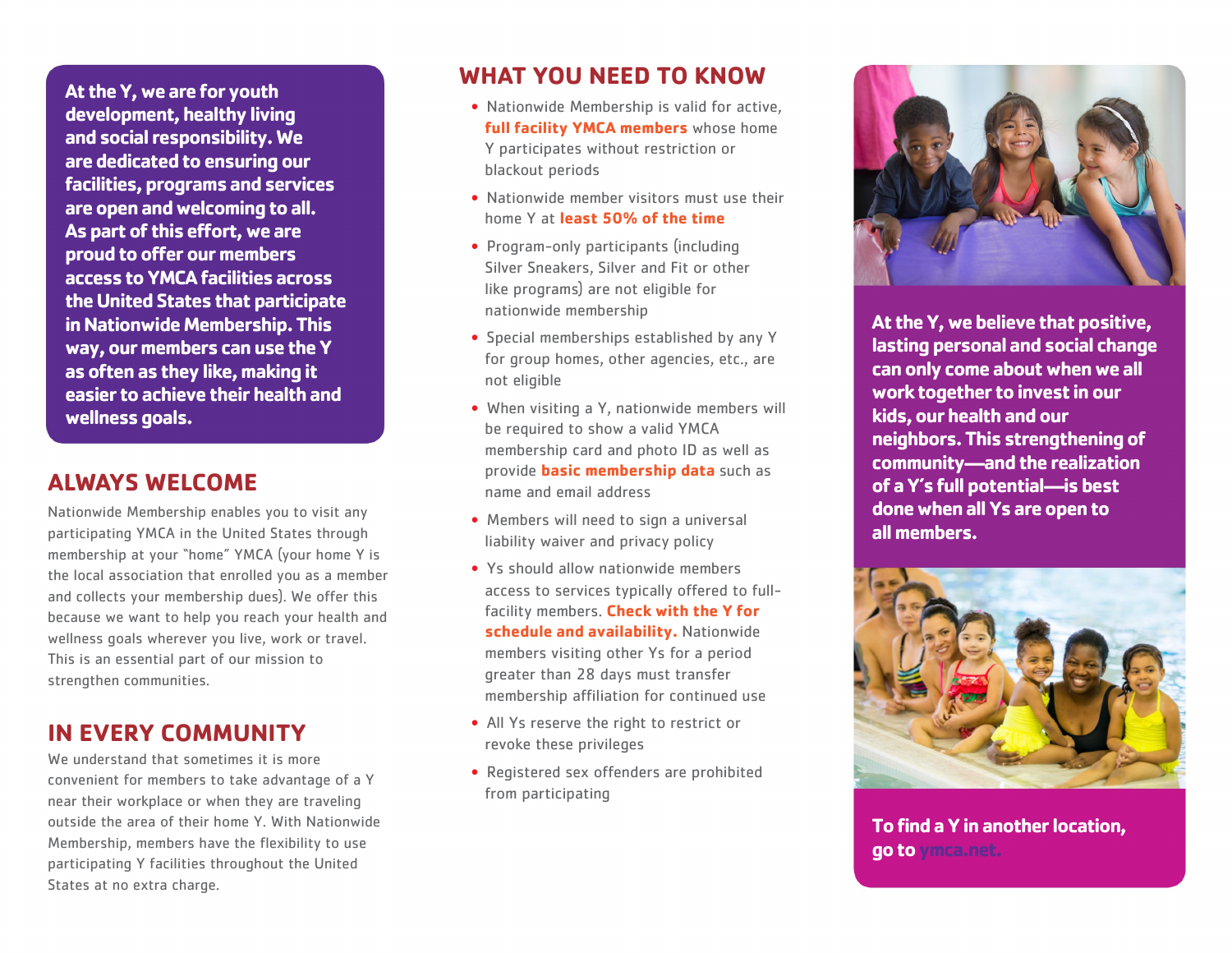**At the Y, we are for youth development, healthy living and social responsibility. We are dedicated to ensuring our facilities, programs and services are open and welcoming to all. As part of this effort, we are proud to offer our members access to YMCA facilities across the United States that participate in Nationwide Membership. This way, our members can use the Y as often as they like, making it easier to achieve their health and wellness goals.**

## ALWAYS WELCOME

Nationwide Membership enables you to visit any participating YMCA in the United States through membership at your "home" YMCA (your home Y is the local association that enrolled you as a member and collects your membership dues). We offer this because we want to help you reach your health and wellness goals wherever you live, work or travel. This is an essential part of our mission to strengthen communities.

## IN EVERY COMMUNITY

We understand that sometimes it is more convenient for members to take advantage of a Y near their workplace or when they are traveling outside the area of their home Y. With Nationwide Membership, members have the flexibility to use participating Y facilities throughout the United States at no extra charge.

## WHAT YOU NEED TO KNOW

- Nationwide Membership is valid for active, **full facility YMCA members** whose home Y participates without restriction or blackout periods
- Nationwide member visitors must use their home Y at **least 50% of the time**
- Program-only participants (including Silver Sneakers, Silver and Fit or other like programs) are not eligible for nationwide membership
- Special memberships established by any Y for group homes, other agencies, etc., are not eligible
- When visiting a Y, nationwide members will be required to show a valid YMCA membership card and photo ID as well as provide **basic membership data** such as name and email address
- Members will need to sign a universal liability waiver and privacy policy
- Ys should allow nationwide members access to services typically offered to full-facility members. **Check with the Y for schedule and availability.** Nationwide members visiting other Ys for a period greater than 28 days must transfer membership affiliation for continued use
- All Ys reserve the right to restrict or revoke these privileges
- Registered sex offenders are prohibited from participating

**At the Y, we believe that positive, lasting personal and social change can only come about when we all work together to invest in our kids, our health and our neighbors. This strengthening of community—and the realization of a Y's full potential—is best done when all Ys are open to all members.**

**To find a Y in another location, go to ymca.net.**